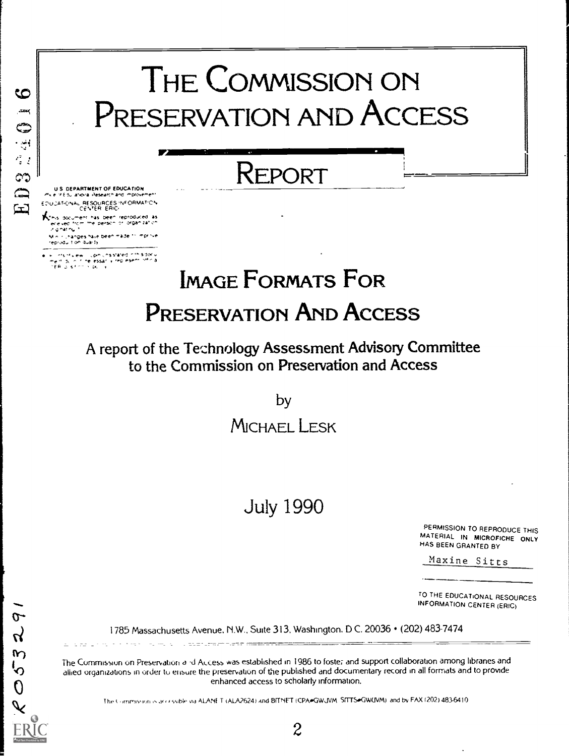# The Commission on Preservation and Access

## Report

U.S. DEPARTMENT OF EDUCATION
Office of Educational Research and Improvement
EDUCATIONAL RESOURCES INFORMATION CENTER (ERIC)

This document has been reproduced as received from the person or organization originating it.

Minor changes have been made to improve reproduction quality.

Points of view or opinions stated in this document do not necessarily represent official OERI position or policy.

# Image Formats For Preservation And Access

A report of the Technology Assessment Advisory Committee to the Commission on Preservation and Access

by

Michael Lesk

July 1990

PERMISSION TO REPRODUCE THIS MATERIAL IN MICROFICHE ONLY HAS BEEN GRANTED BY

Maxine Sitts

TO THE EDUCATIONAL RESOURCES INFORMATION CENTER (ERIC)

1785 Massachusetts Avenue, N.W., Suite 313, Washington, D.C. 20036 • (202) 483-7474

The Commission on Preservation and Access was established in 1986 to foster and support collaboration among libraries and allied organizations in order to ensure the preservation of the published and documentary record in all formats and to provide enhanced access to scholarly information.

The Commission is accessible via ALANET (ALA2624) and BITNET (CPA@GWUVM SITTS@GWUVM) and by FAX (202) 483-6410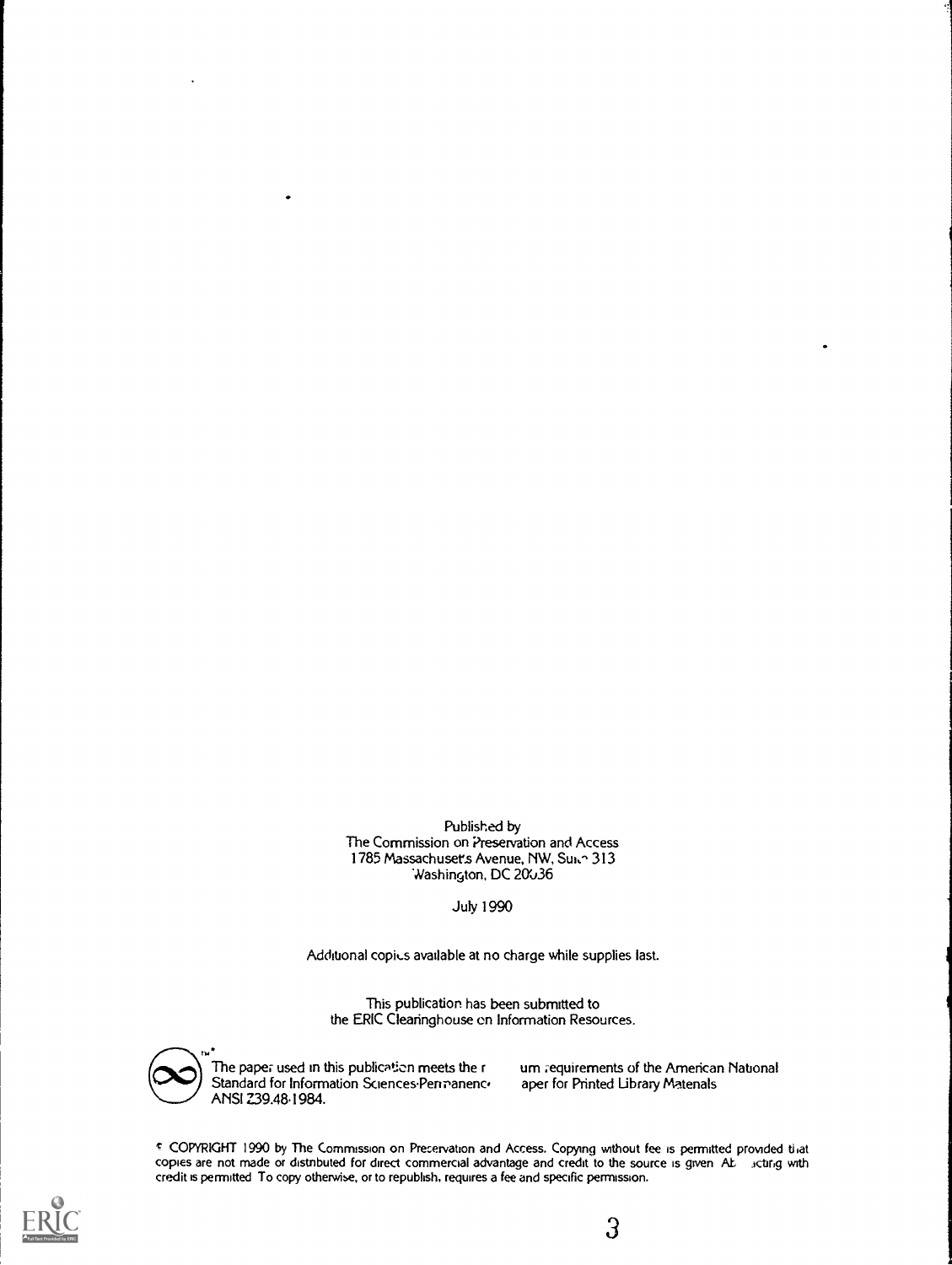Published by
The Commission on Preservation and Access
1785 Massachusetts Avenue, NW, Suite 313
Washington, DC 20036

July 1990

Additional copies available at no charge while supplies last.

This publication has been submitted to
the ERIC Clearinghouse on Information Resources.

The paper used in this publication meets the minimum requirements of the American National Standard for Information Sciences-Permanence of Paper for Printed Library Materials ANSI Z39.48-1984.

© COPYRIGHT 1990 by The Commission on Preservation and Access. Copying without fee is permitted provided that copies are not made or distributed for direct commercial advantage and credit to the source is given. Abstracting with credit is permitted. To copy otherwise, or to republish, requires a fee and specific permission.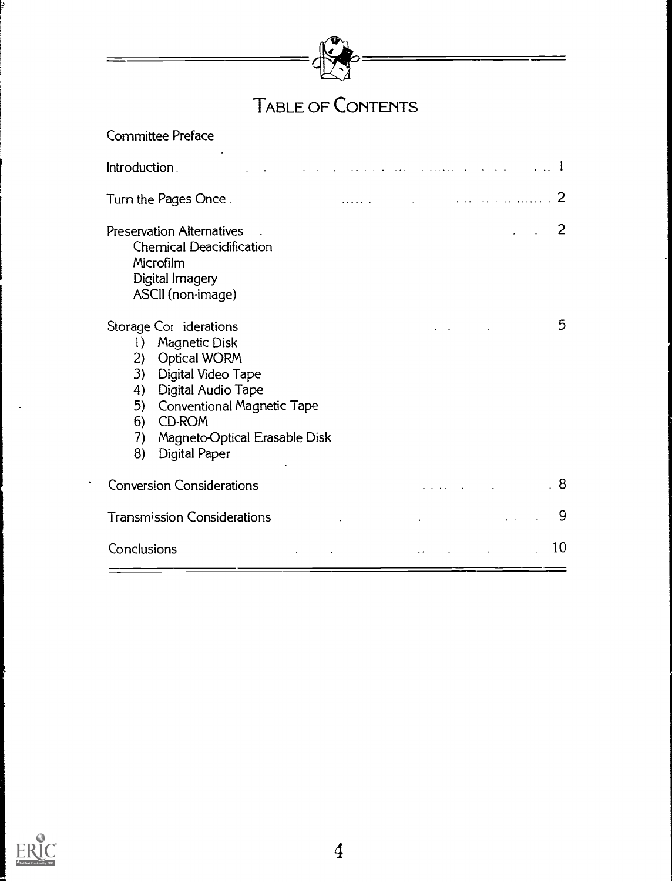# TABLE OF CONTENTS

Committee Preface

Introduction . . . 1

Turn the Pages Once . . . 2

Preservation Alternatives . . . 2
- Chemical Deacidification
- Microfilm
- Digital Imagery
- ASCII (non-image)

Storage Considerations . . . 5
1) Magnetic Disk
2) Optical WORM
3) Digital Video Tape
4) Digital Audio Tape
5) Conventional Magnetic Tape
6) CD-ROM
7) Magneto-Optical Erasable Disk
8) Digital Paper

Conversion Considerations . . . 8

Transmission Considerations . . . 9

Conclusions . . . 10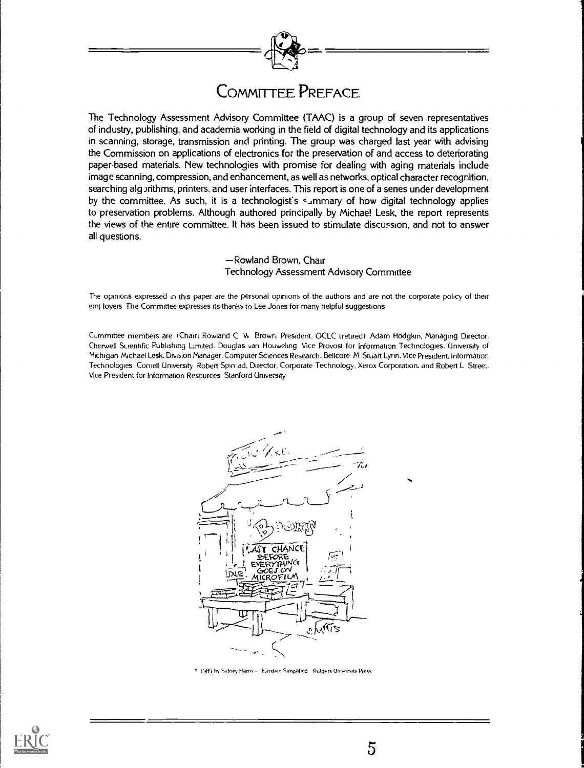# Committee Preface

The Technology Assessment Advisory Committee (TAAC) is a group of seven representatives of industry, publishing, and academia working in the field of digital technology and its applications in scanning, storage, transmission and printing. The group was charged last year with advising the Commission on applications of electronics for the preservation of and access to deteriorating paper-based materials. New technologies with promise for dealing with aging materials include image scanning, compression, and enhancement, as well as networks, optical character recognition, searching algorithms, printers, and user interfaces. This report is one of a series under development by the committee. As such, it is a technologist's summary of how digital technology applies to preservation problems. Although authored principally by Michael Lesk, the report represents the views of the entire committee. It has been issued to stimulate discussion, and not to answer all questions.

—Rowland Brown, Chair
Technology Assessment Advisory Committee

The opinions expressed in this paper are the personal opinions of the authors and are not the corporate policy of their employers. The Committee expresses its thanks to Lee Jones for many helpful suggestions.

Committee members are (Chair) Rowland C. W. Brown, President, OCLC (retired); Adam Hodgkin, Managing Director, Cherwell Scientific Publishing Limited; Douglas van Houweling, Vice Provost for Information Technologies, University of Michigan; Michael Lesk, Division Manager, Computer Sciences Research, Bellcore; M. Stuart Lynn, Vice President, Information Technologies, Cornell University; Robert Spinrad, Director, Corporate Technology, Xerox Corporation; and Robert L. Street, Vice President for Information Resources, Stanford University.

© 1989 by Sidney Harris — Einstein Simplified, Rutgers University Press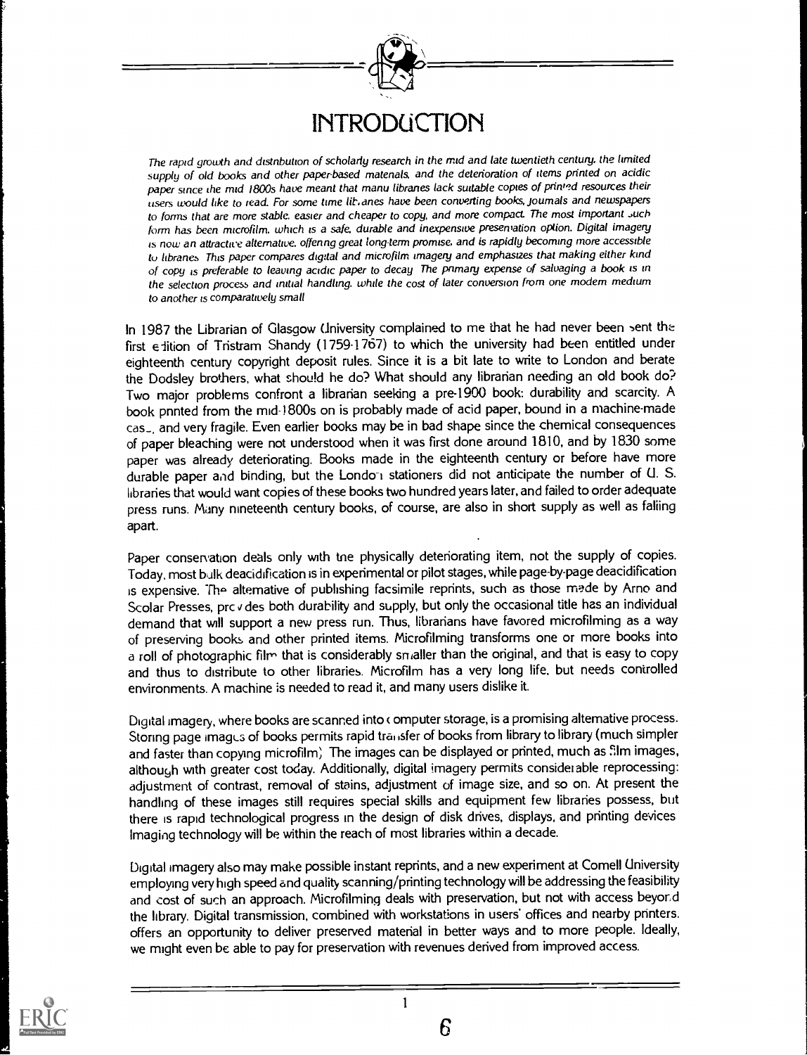# INTRODUCTION

*The rapid growth and distribution of scholarly research in the mid and late twentieth century, the limited supply of old books and other paper-based materials, and the deterioration of items printed on acidic paper since the mid 1800s have meant that many libraries lack suitable copies of printed resources their users would like to read. For some time libraries have been converting books, journals and newspapers to forms that are more stable, easier and cheaper to copy, and more compact. The most important such form has been microfilm, which is a safe, durable and inexpensive preservation option. Digital imagery is now an attractive alternative, offering great long-term promise, and is rapidly becoming more accessible to libraries. This paper compares digital and microfilm imagery and emphasizes that making either kind of copy is preferable to leaving acidic paper to decay. The primary expense of salvaging a book is in the selection process and initial handling, while the cost of later conversion from one modern medium to another is comparatively small.*

In 1987 the Librarian of Glasgow University complained to me that he had never been sent the first edition of Tristram Shandy (1759-1767) to which the university had been entitled under eighteenth century copyright deposit rules. Since it is a bit late to write to London and berate the Dodsley brothers, what should he do? What should any librarian needing an old book do? Two major problems confront a librarian seeking a pre-1900 book: durability and scarcity. A book printed from the mid-1800s on is probably made of acid paper, bound in a machine-made case, and very fragile. Even earlier books may be in bad shape since the chemical consequences of paper bleaching were not understood when it was first done around 1810, and by 1830 some paper was already deteriorating. Books made in the eighteenth century or before have more durable paper and binding, but the London stationers did not anticipate the number of U. S. libraries that would want copies of these books two hundred years later, and failed to order adequate press runs. Many nineteenth century books, of course, are also in short supply as well as falling apart.

Paper conservation deals only with the physically deteriorating item, not the supply of copies. Today, most bulk deacidification is in experimental or pilot stages, while page-by-page deacidification is expensive. The alternative of publishing facsimile reprints, such as those made by Arno and Scolar Presses, provides both durability and supply, but only the occasional title has an individual demand that will support a new press run. Thus, librarians have favored microfilming as a way of preserving books and other printed items. Microfilming transforms one or more books into a roll of photographic film that is considerably smaller than the original, and that is easy to copy and thus to distribute to other libraries. Microfilm has a very long life, but needs controlled environments. A machine is needed to read it, and many users dislike it.

Digital imagery, where books are scanned into computer storage, is a promising alternative process. Storing page images of books permits rapid transfer of books from library to library (much simpler and faster than copying microfilm). The images can be displayed or printed, much as film images, although with greater cost today. Additionally, digital imagery permits considerable reprocessing: adjustment of contrast, removal of stains, adjustment of image size, and so on. At present the handling of these images still requires special skills and equipment few libraries possess, but there is rapid technological progress in the design of disk drives, displays, and printing devices. Imaging technology will be within the reach of most libraries within a decade.

Digital imagery also may make possible instant reprints, and a new experiment at Cornell University employing very high speed and quality scanning/printing technology will be addressing the feasibility and cost of such an approach. Microfilming deals with preservation, but not with access beyond the library. Digital transmission, combined with workstations in users' offices and nearby printers, offers an opportunity to deliver preserved material in better ways and to more people. Ideally, we might even be able to pay for preservation with revenues derived from improved access.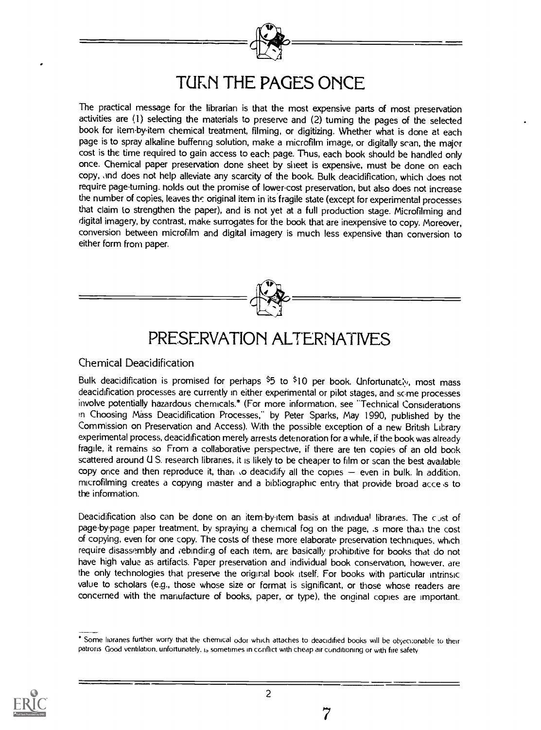# TURN THE PAGES ONCE

The practical message for the librarian is that the most expensive parts of most preservation activities are (1) selecting the materials to preserve and (2) turning the pages of the selected book for item-by-item chemical treatment, filming, or digitizing. Whether what is done at each page is to spray alkaline buffering solution, make a microfilm image, or digitally scan, the major cost is the time required to gain access to each page. Thus, each book should be handled only once. Chemical paper preservation done sheet by sheet is expensive, must be done on each copy, and does not help alleviate any scarcity of the book. Bulk deacidification, which does not require page-turning, holds out the promise of lower-cost preservation, but also does not increase the number of copies, leaves the original item in its fragile state (except for experimental processes that claim to strengthen the paper), and is not yet at a full production stage. Microfilming and digital imagery, by contrast, make surrogates for the book that are inexpensive to copy. Moreover, conversion between microfilm and digital imagery is much less expensive than conversion to either form from paper.

# PRESERVATION ALTERNATIVES

## Chemical Deacidification

Bulk deacidification is promised for perhaps $5 to $10 per book. Unfortunately, most mass deacidification processes are currently in either experimental or pilot stages, and some processes involve potentially hazardous chemicals.* (For more information, see "Technical Considerations in Choosing Mass Deacidification Processes," by Peter Sparks, May 1990, published by the Commission on Preservation and Access). With the possible exception of a new British Library experimental process, deacidification merely arrests deterioration for a while, if the book was already fragile, it remains so. From a collaborative perspective, if there are ten copies of an old book scattered around U.S. research libraries, it is likely to be cheaper to film or scan the best available copy once and then reproduce it, than to deacidify all the copies — even in bulk. In addition, microfilming creates a copying master and a bibliographic entry that provide broad access to the information.

Deacidification also can be done on an item-by-item basis at individual libraries. The cost of page-by-page paper treatment, by spraying a chemical fog on the page, is more than the cost of copying, even for one copy. The costs of these more elaborate preservation techniques, which require disassembly and rebinding of each item, are basically prohibitive for books that do not have high value as artifacts. Paper preservation and individual book conservation, however, are the only technologies that preserve the original book itself. For books with particular intrinsic value to scholars (e.g., those whose size or format is significant, or those whose readers are concerned with the manufacture of books, paper, or type), the original copies are important.

* Some libraries further worry that the chemical odor which attaches to deacidified books will be objectionable to their patrons. Good ventilation, unfortunately, is sometimes in conflict with cheap air conditioning or with fire safety.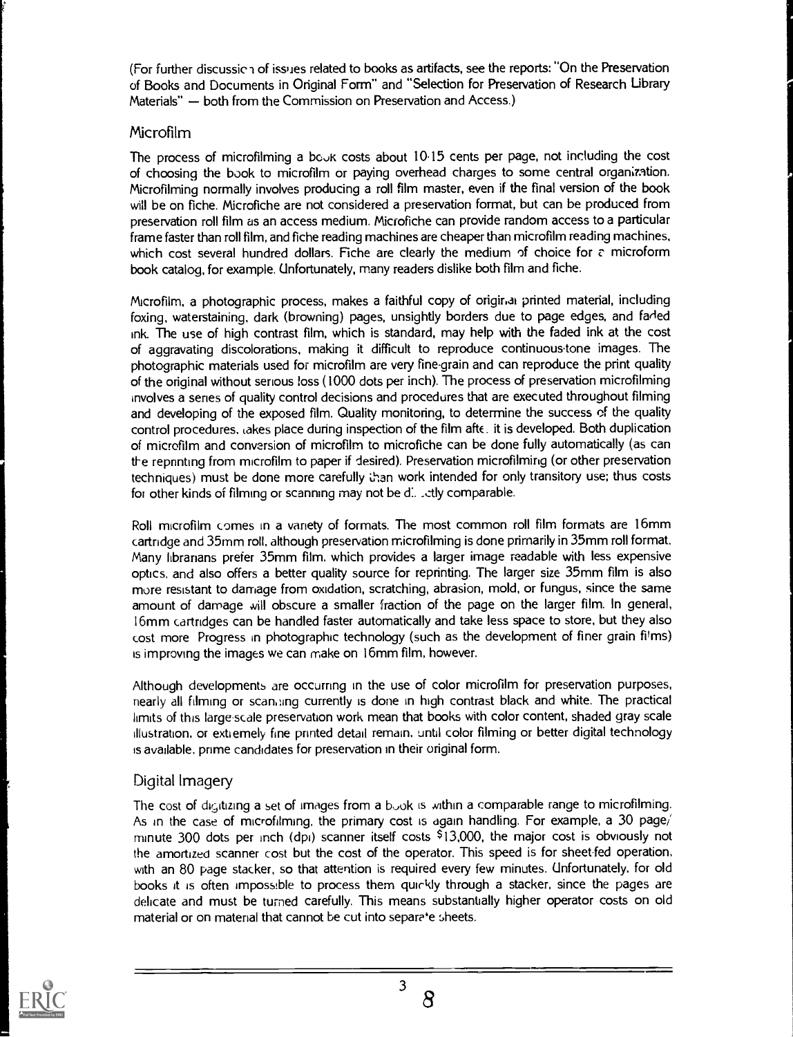(For further discussion of issues related to books as artifacts, see the reports: "On the Preservation of Books and Documents in Original Form" and "Selection for Preservation of Research Library Materials" — both from the Commission on Preservation and Access.)

## Microfilm

The process of microfilming a book costs about 10-15 cents per page, not including the cost of choosing the book to microfilm or paying overhead charges to some central organization. Microfilming normally involves producing a roll film master, even if the final version of the book will be on fiche. Microfiche are not considered a preservation format, but can be produced from preservation roll film as an access medium. Microfiche can provide random access to a particular frame faster than roll film, and fiche reading machines are cheaper than microfilm reading machines, which cost several hundred dollars. Fiche are clearly the medium of choice for a microform book catalog, for example. Unfortunately, many readers dislike both film and fiche.

Microfilm, a photographic process, makes a faithful copy of original printed material, including foxing, waterstaining, dark (browning) pages, unsightly borders due to page edges, and faded ink. The use of high contrast film, which is standard, may help with the faded ink at the cost of aggravating discolorations, making it difficult to reproduce continuous-tone images. The photographic materials used for microfilm are very fine-grain and can reproduce the print quality of the original without serious loss (1000 dots per inch). The process of preservation microfilming involves a series of quality control decisions and procedures that are executed throughout filming and developing of the exposed film. Quality monitoring, to determine the success of the quality control procedures, takes place during inspection of the film after it is developed. Both duplication of microfilm and conversion of microfilm to microfiche can be done fully automatically (as can the reprinting from microfilm to paper if desired). Preservation microfilming (or other preservation techniques) must be done more carefully than work intended for only transitory use; thus costs for other kinds of filming or scanning may not be directly comparable.

Roll microfilm comes in a variety of formats. The most common roll film formats are 16mm cartridge and 35mm roll, although preservation microfilming is done primarily in 35mm roll format. Many librarians prefer 35mm film, which provides a larger image readable with less expensive optics, and also offers a better quality source for reprinting. The larger size 35mm film is also more resistant to damage from oxidation, scratching, abrasion, mold, or fungus, since the same amount of damage will obscure a smaller fraction of the page on the larger film. In general, 16mm cartridges can be handled faster automatically and take less space to store, but they also cost more. Progress in photographic technology (such as the development of finer grain films) is improving the images we can make on 16mm film, however.

Although developments are occurring in the use of color microfilm for preservation purposes, nearly all filming or scanning currently is done in high contrast black and white. The practical limits of this large-scale preservation work mean that books with color content, shaded gray scale illustration, or extremely fine printed detail remain, until color filming or better digital technology is available, prime candidates for preservation in their original form.

## Digital Imagery

The cost of digitizing a set of images from a book is within a comparable range to microfilming. As in the case of microfilming, the primary cost is again handling. For example, a 30 page/minute 300 dots per inch (dpi) scanner itself costs $13,000, the major cost is obviously not the amortized scanner cost but the cost of the operator. This speed is for sheet-fed operation, with an 80 page stacker, so that attention is required every few minutes. Unfortunately, for old books it is often impossible to process them quickly through a stacker, since the pages are delicate and must be turned carefully. This means substantially higher operator costs on old material or on material that cannot be cut into separate sheets.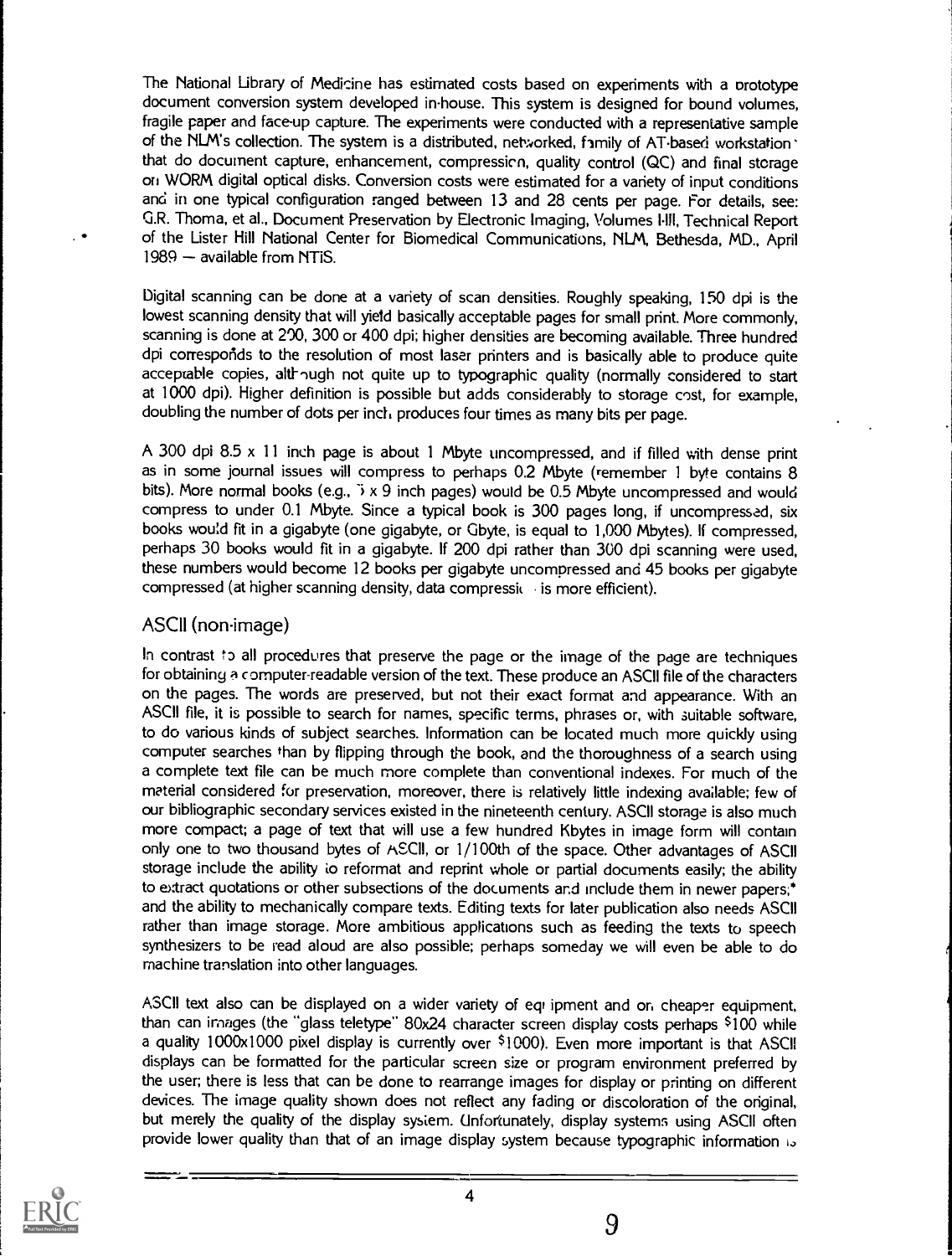The National Library of Medicine has estimated costs based on experiments with a prototype document conversion system developed in-house. This system is designed for bound volumes, fragile paper and face-up capture. The experiments were conducted with a representative sample of the NLM's collection. The system is a distributed, networked, family of AT-based workstations that do document capture, enhancement, compression, quality control (QC) and final storage on WORM digital optical disks. Conversion costs were estimated for a variety of input conditions and in one typical configuration ranged between 13 and 28 cents per page. For details, see: G.R. Thoma, et al., Document Preservation by Electronic Imaging, Volumes I-III, Technical Report of the Lister Hill National Center for Biomedical Communications, NLM, Bethesda, MD., April 1989 — available from NTIS.

Digital scanning can be done at a variety of scan densities. Roughly speaking, 150 dpi is the lowest scanning density that will yield basically acceptable pages for small print. More commonly, scanning is done at 200, 300 or 400 dpi; higher densities are becoming available. Three hundred dpi corresponds to the resolution of most laser printers and is basically able to produce quite acceptable copies, although not quite up to typographic quality (normally considered to start at 1000 dpi). Higher definition is possible but adds considerably to storage cost, for example, doubling the number of dots per inch produces four times as many bits per page.

A 300 dpi 8.5 x 11 inch page is about 1 Mbyte uncompressed, and if filled with dense print as in some journal issues will compress to perhaps 0.2 Mbyte (remember 1 byte contains 8 bits). More normal books (e.g., 6 x 9 inch pages) would be 0.5 Mbyte uncompressed and would compress to under 0.1 Mbyte. Since a typical book is 300 pages long, if uncompressed, six books would fit in a gigabyte (one gigabyte, or Gbyte, is equal to 1,000 Mbytes). If compressed, perhaps 30 books would fit in a gigabyte. If 200 dpi rather than 300 dpi scanning were used, these numbers would become 12 books per gigabyte uncompressed and 45 books per gigabyte compressed (at higher scanning density, data compression is more efficient).

## ASCII (non-image)

In contrast to all procedures that preserve the page or the image of the page are techniques for obtaining a computer-readable version of the text. These produce an ASCII file of the characters on the pages. The words are preserved, but not their exact format and appearance. With an ASCII file, it is possible to search for names, specific terms, phrases or, with suitable software, to do various kinds of subject searches. Information can be located much more quickly using computer searches than by flipping through the book, and the thoroughness of a search using a complete text file can be much more complete than conventional indexes. For much of the material considered for preservation, moreover, there is relatively little indexing available; few of our bibliographic secondary services existed in the nineteenth century. ASCII storage is also much more compact; a page of text that will use a few hundred Kbytes in image form will contain only one to two thousand bytes of ASCII, or 1/100th of the space. Other advantages of ASCII storage include the ability to reformat and reprint whole or partial documents easily; the ability to extract quotations or other subsections of the documents and include them in newer papers;* and the ability to mechanically compare texts. Editing texts for later publication also needs ASCII rather than image storage. More ambitious applications such as feeding the texts to speech synthesizers to be read aloud are also possible; perhaps someday we will even be able to do machine translation into other languages.

ASCII text also can be displayed on a wider variety of equipment and on cheaper equipment, than can images (the "glass teletype" 80x24 character screen display costs perhaps $100 while a quality 1000x1000 pixel display is currently over $1000). Even more important is that ASCII displays can be formatted for the particular screen size or program environment preferred by the user; there is less that can be done to rearrange images for display or printing on different devices. The image quality shown does not reflect any fading or discoloration of the original, but merely the quality of the display system. Unfortunately, display systems using ASCII often provide lower quality than that of an image display system because typographic information is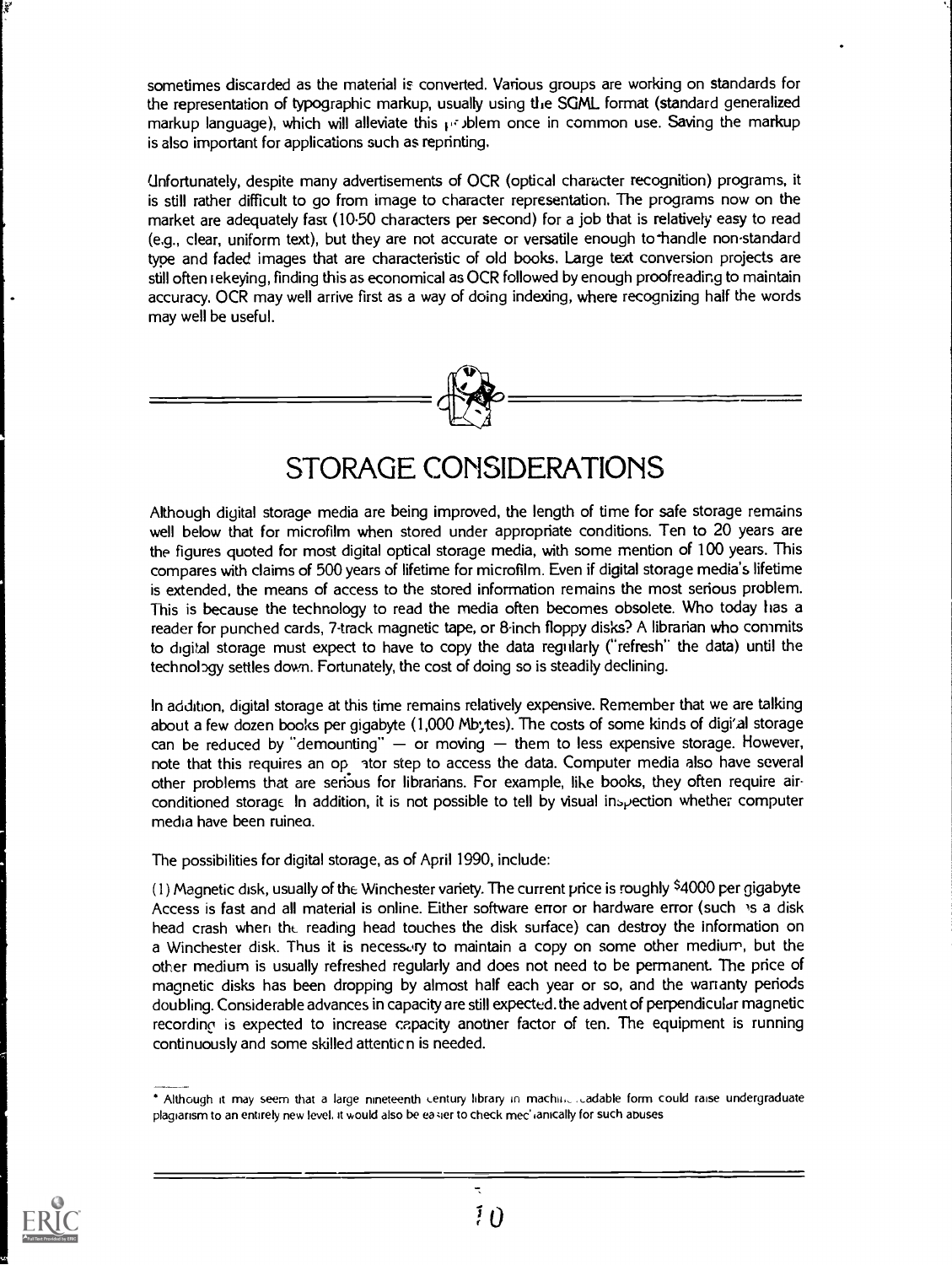sometimes discarded as the material is converted. Various groups are working on standards for the representation of typographic markup, usually using the SGML format (standard generalized markup language), which will alleviate this problem once in common use. Saving the markup is also important for applications such as reprinting.

Unfortunately, despite many advertisements of OCR (optical character recognition) programs, it is still rather difficult to go from image to character representation. The programs now on the market are adequately fast (10-50 characters per second) for a job that is relatively easy to read (e.g., clear, uniform text), but they are not accurate or versatile enough to handle non-standard type and faded images that are characteristic of old books. Large text conversion projects are still often rekeying, finding this as economical as OCR followed by enough proofreading to maintain accuracy. OCR may well arrive first as a way of doing indexing, where recognizing half the words may well be useful.

# STORAGE CONSIDERATIONS

Although digital storage media are being improved, the length of time for safe storage remains well below that for microfilm when stored under appropriate conditions. Ten to 20 years are the figures quoted for most digital optical storage media, with some mention of 100 years. This compares with claims of 500 years of lifetime for microfilm. Even if digital storage media's lifetime is extended, the means of access to the stored information remains the most serious problem. This is because the technology to read the media often becomes obsolete. Who today has a reader for punched cards, 7-track magnetic tape, or 8-inch floppy disks? A librarian who commits to digital storage must expect to have to copy the data regularly ("refresh" the data) until the technology settles down. Fortunately, the cost of doing so is steadily declining.

In addition, digital storage at this time remains relatively expensive. Remember that we are talking about a few dozen books per gigabyte (1,000 Mbytes). The costs of some kinds of digital storage can be reduced by "demounting" — or moving — them to less expensive storage. However, note that this requires an operator step to access the data. Computer media also have several other problems that are serious for librarians. For example, like books, they often require air-conditioned storage. In addition, it is not possible to tell by visual inspection whether computer media have been ruined.

The possibilities for digital storage, as of April 1990, include:

(1) Magnetic disk, usually of the Winchester variety. The current price is roughly $4000 per gigabyte. Access is fast and all material is online. Either software error or hardware error (such as a disk head crash when the reading head touches the disk surface) can destroy the information on a Winchester disk. Thus it is necessary to maintain a copy on some other medium, but the other medium is usually refreshed regularly and does not need to be permanent. The price of magnetic disks has been dropping by almost half each year or so, and the warranty periods doubling. Considerable advances in capacity are still expected. the advent of perpendicular magnetic recording is expected to increase capacity another factor of ten. The equipment is running continuously and some skilled attention is needed.

* Although it may seem that a large nineteenth century library in machine-readable form could raise undergraduate plagiarism to an entirely new level, it would also be easier to check mechanically for such abuses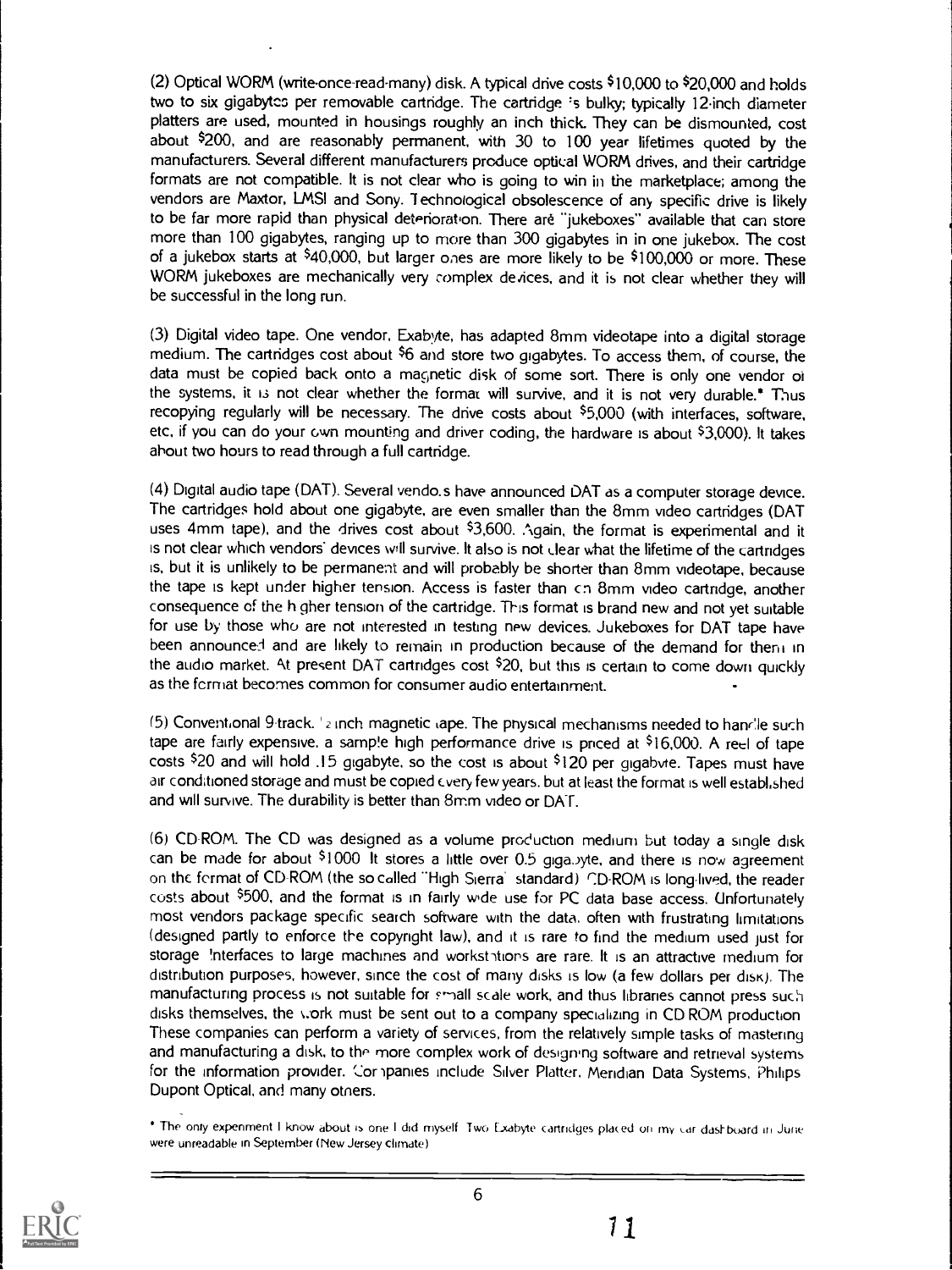(2) Optical WORM (write-once-read-many) disk. A typical drive costs $10,000 to $20,000 and holds two to six gigabytes per removable cartridge. The cartridge is bulky; typically 12-inch diameter platters are used, mounted in housings roughly an inch thick. They can be dismounted, cost about $200, and are reasonably permanent, with 30 to 100 year lifetimes quoted by the manufacturers. Several different manufacturers produce optical WORM drives, and their cartridge formats are not compatible. It is not clear who is going to win in the marketplace; among the vendors are Maxtor, LMSI and Sony. Technological obsolescence of any specific drive is likely to be far more rapid than physical deterioration. There are "jukeboxes" available that can store more than 100 gigabytes, ranging up to more than 300 gigabytes in in one jukebox. The cost of a jukebox starts at $40,000, but larger ones are more likely to be $100,000 or more. These WORM jukeboxes are mechanically very complex devices, and it is not clear whether they will be successful in the long run.

(3) Digital video tape. One vendor, Exabyte, has adapted 8mm videotape into a digital storage medium. The cartridges cost about $6 and store two gigabytes. To access them, of course, the data must be copied back onto a magnetic disk of some sort. There is only one vendor of the systems, it is not clear whether the format will survive, and it is not very durable.* Thus recopying regularly will be necessary. The drive costs about $5,000 (with interfaces, software, etc, if you can do your own mounting and driver coding, the hardware is about $3,000). It takes about two hours to read through a full cartridge.

(4) Digital audio tape (DAT). Several vendors have announced DAT as a computer storage device. The cartridges hold about one gigabyte, are even smaller than the 8mm video cartridges (DAT uses 4mm tape), and the drives cost about $3,600. Again, the format is experimental and it is not clear which vendors' devices will survive. It also is not clear what the lifetime of the cartridges is, but it is unlikely to be permanent and will probably be shorter than 8mm videotape, because the tape is kept under higher tension. Access is faster than on 8mm video cartridge, another consequence of the higher tension of the cartridge. This format is brand new and not yet suitable for use by those who are not interested in testing new devices. Jukeboxes for DAT tape have been announced and are likely to remain in production because of the demand for them in the audio market. At present DAT cartridges cost $20, but this is certain to come down quickly as the format becomes common for consumer audio entertainment.

(5) Conventional 9-track ½ inch magnetic tape. The physical mechanisms needed to handle such tape are fairly expensive, a sample high performance drive is priced at $16,000. A reel of tape costs $20 and will hold .15 gigabyte, so the cost is about $120 per gigabyte. Tapes must have air conditioned storage and must be copied every few years, but at least the format is well established and will survive. The durability is better than 8mm video or DAT.

(6) CD-ROM. The CD was designed as a volume production medium but today a single disk can be made for about $1000 It stores a little over 0.5 gigabyte, and there is now agreement on the format of CD-ROM (the so called "High Sierra" standard). CD-ROM is long-lived, the reader costs about $500, and the format is in fairly wide use for PC data base access. Unfortunately most vendors package specific search software with the data, often with frustrating limitations (designed partly to enforce the copyright law), and it is rare to find the medium used just for storage. Interfaces to large machines and workstations are rare. It is an attractive medium for distribution purposes, however, since the cost of many disks is low (a few dollars per disk). The manufacturing process is not suitable for small scale work, and thus libraries cannot press such disks themselves, the work must be sent out to a company specializing in CD ROM production. These companies can perform a variety of services, from the relatively simple tasks of mastering and manufacturing a disk, to the more complex work of designing software and retrieval systems for the information provider. Companies include Silver Platter, Meridian Data Systems, Philips Dupont Optical, and many others.

* The only experiment I know about is one I did myself. Two Exabyte cartridges placed on my car dashboard in June were unreadable in September (New Jersey climate)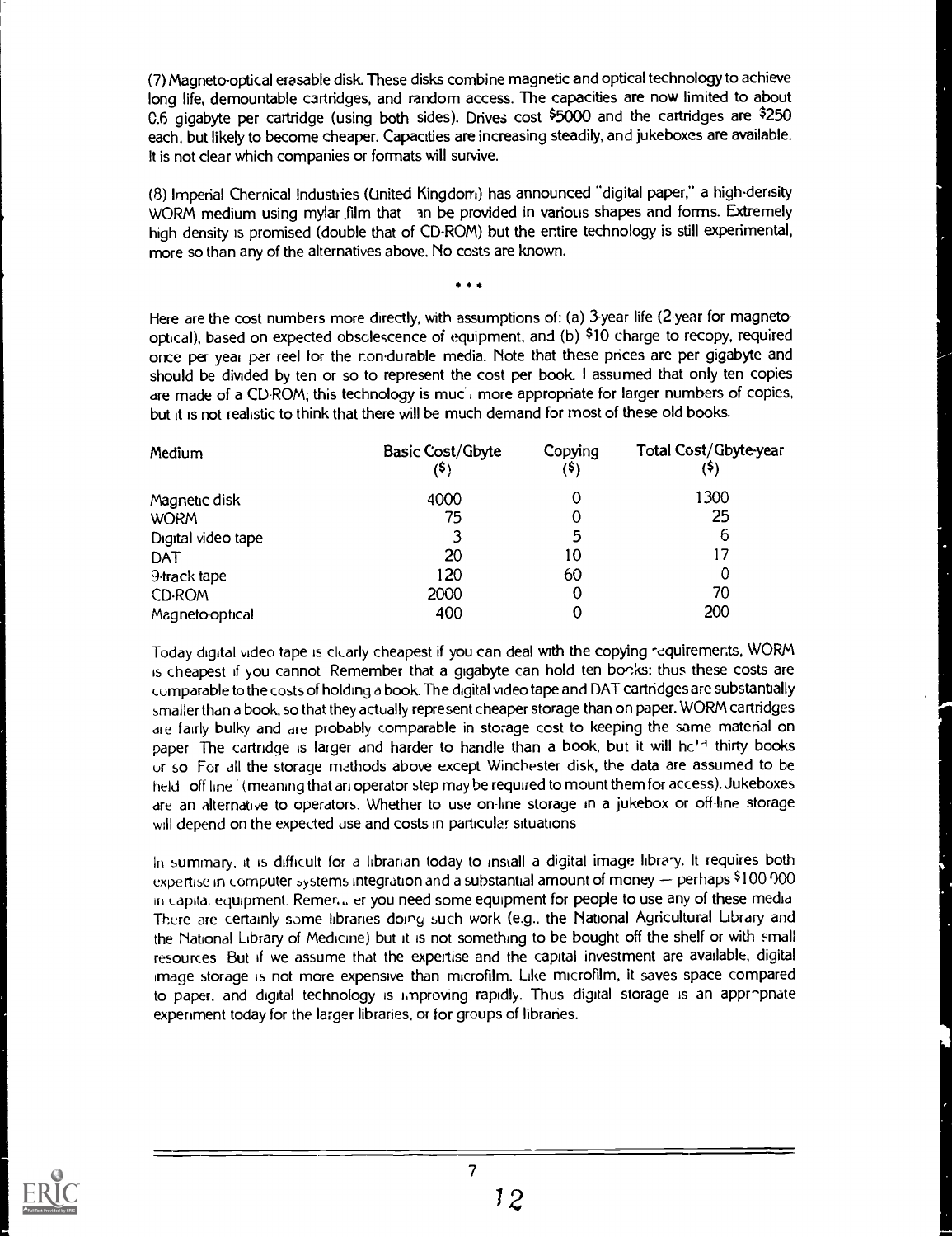(7) Magneto-optical erasable disk. These disks combine magnetic and optical technology to achieve long life, demountable cartridges, and random access. The capacities are now limited to about 0.6 gigabyte per cartridge (using both sides). Drives cost $5000 and the cartridges are $250 each, but likely to become cheaper. Capacities are increasing steadily, and jukeboxes are available. It is not clear which companies or formats will survive.

(8) Imperial Chemical Industries (United Kingdom) has announced "digital paper," a high-density WORM medium using mylar film that can be provided in various shapes and forms. Extremely high density is promised (double that of CD-ROM) but the entire technology is still experimental, more so than any of the alternatives above. No costs are known.

\* \* \*

Here are the cost numbers more directly, with assumptions of: (a) 3-year life (2-year for magneto-optical), based on expected obsolescence of equipment, and (b) $10 charge to recopy, required once per year per reel for the non-durable media. Note that these prices are per gigabyte and should be divided by ten or so to represent the cost per book. I assumed that only ten copies are made of a CD-ROM; this technology is much more appropriate for larger numbers of copies, but it is not realistic to think that there will be much demand for most of these old books.

| Medium | Basic Cost/Gbyte ($) | Copying ($) | Total Cost/Gbyte-year ($) |
|---|---|---|---|
| Magnetic disk | 4000 | 0 | 1300 |
| WORM | 75 | 0 | 25 |
| Digital video tape | 3 | 5 | 6 |
| DAT | 20 | 10 | 17 |
| 9-track tape | 120 | 60 | 0 |
| CD-ROM | 2000 | 0 | 70 |
| Magneto-optical | 400 | 0 | 200 |

Today digital video tape is clearly cheapest if you can deal with the copying requirements, WORM is cheapest if you cannot. Remember that a gigabyte can hold ten books: thus these costs are comparable to the costs of holding a book. The digital video tape and DAT cartridges are substantially smaller than a book, so that they actually represent cheaper storage than on paper. WORM cartridges are fairly bulky and are probably comparable in storage cost to keeping the same material on paper. The cartridge is larger and harder to handle than a book, but it will hold thirty books or so. For all the storage methods above except Winchester disk, the data are assumed to be held "off line" (meaning that an operator step may be required to mount them for access). Jukeboxes are an alternative to operators. Whether to use on-line storage in a jukebox or off-line storage will depend on the expected use and costs in particular situations.

In summary, it is difficult for a librarian today to install a digital image library. It requires both expertise in computer systems integration and a substantial amount of money — perhaps $100,000 in capital equipment. Remember you need some equipment for people to use any of these media. There are certainly some libraries doing such work (e.g., the National Agricultural Library and the National Library of Medicine) but it is not something to be bought off the shelf or with small resources. But if we assume that the expertise and the capital investment are available, digital image storage is not more expensive than microfilm. Like microfilm, it saves space compared to paper, and digital technology is improving rapidly. Thus digital storage is an appropriate experiment today for the larger libraries, or for groups of libraries.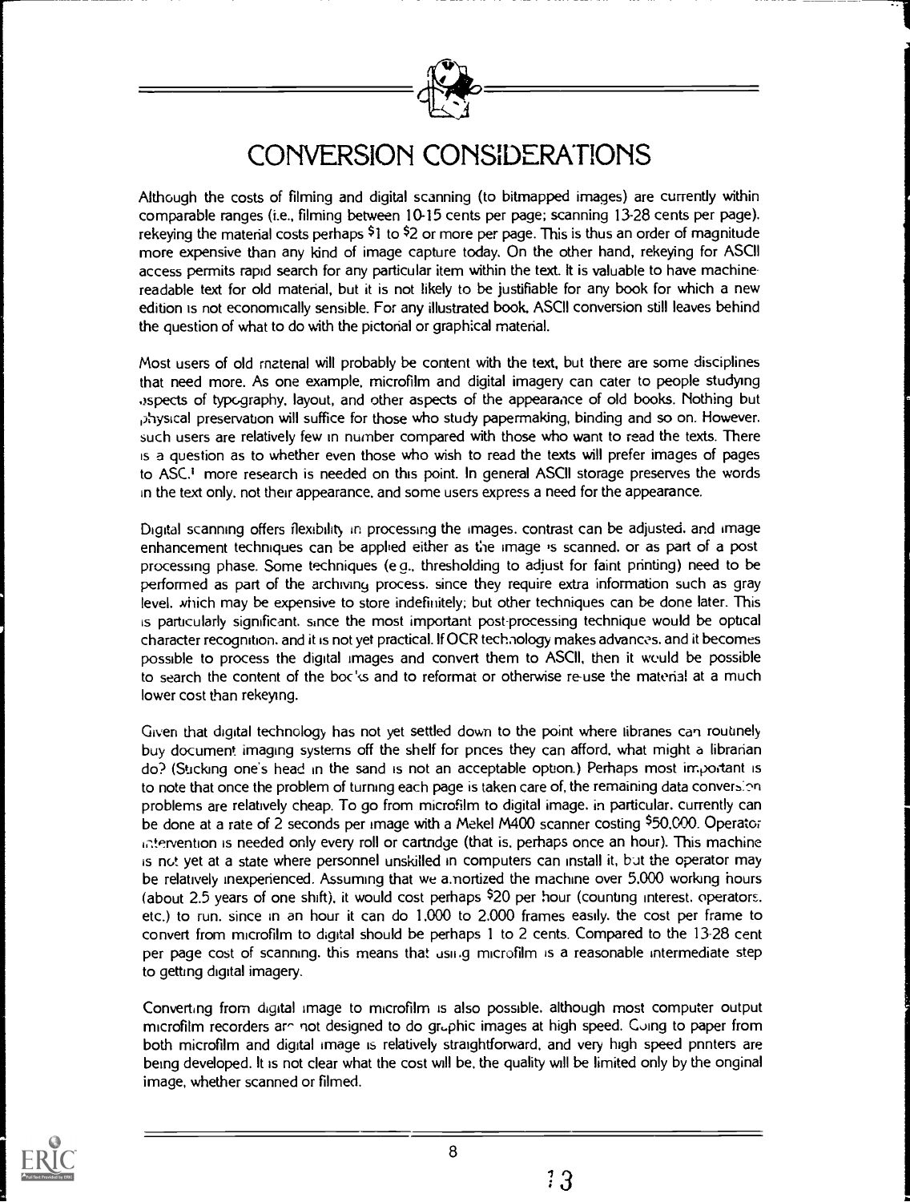# CONVERSION CONSIDERATIONS

Although the costs of filming and digital scanning (to bitmapped images) are currently within comparable ranges (i.e., filming between 10-15 cents per page; scanning 13-28 cents per page). rekeying the material costs perhaps $1 to $2 or more per page. This is thus an order of magnitude more expensive than any kind of image capture today. On the other hand, rekeying for ASCII access permits rapid search for any particular item within the text. It is valuable to have machine-readable text for old material, but it is not likely to be justifiable for any book for which a new edition is not economically sensible. For any illustrated book, ASCII conversion still leaves behind the question of what to do with the pictorial or graphical material.

Most users of old material will probably be content with the text, but there are some disciplines that need more. As one example, microfilm and digital imagery can cater to people studying aspects of typography, layout, and other aspects of the appearance of old books. Nothing but physical preservation will suffice for those who study papermaking, binding and so on. However, such users are relatively few in number compared with those who want to read the texts. There is a question as to whether even those who wish to read the texts will prefer images of pages to ASCII;[1] more research is needed on this point. In general ASCII storage preserves the words in the text only, not their appearance, and some users express a need for the appearance.

Digital scanning offers flexibility in processing the images. contrast can be adjusted, and image enhancement techniques can be applied either as the image is scanned, or as part of a post processing phase. Some techniques (e.g., thresholding to adjust for faint printing) need to be performed as part of the archiving process, since they require extra information such as gray level, which may be expensive to store indefinitely; but other techniques can be done later. This is particularly significant, since the most important post-processing technique would be optical character recognition, and it is not yet practical. If OCR technology makes advances, and it becomes possible to process the digital images and convert them to ASCII, then it would be possible to search the content of the books and to reformat or otherwise re-use the material at a much lower cost than rekeying.

Given that digital technology has not yet settled down to the point where libraries can routinely buy document imaging systems off the shelf for prices they can afford, what might a librarian do? (Sticking one's head in the sand is not an acceptable option.) Perhaps most important is to note that once the problem of turning each page is taken care of, the remaining data conversion problems are relatively cheap. To go from microfilm to digital image, in particular, currently can be done at a rate of 2 seconds per image with a Mekel M400 scanner costing $50,000. Operator intervention is needed only every roll or cartridge (that is, perhaps once an hour). This machine is not yet at a state where personnel unskilled in computers can install it, but the operator may be relatively inexperienced. Assuming that we amortized the machine over 5,000 working hours (about 2.5 years of one shift), it would cost perhaps $20 per hour (counting interest, operators, etc.) to run. since in an hour it can do 1,000 to 2,000 frames easily, the cost per frame to convert from microfilm to digital should be perhaps 1 to 2 cents. Compared to the 13-28 cent per page cost of scanning, this means that using microfilm is a reasonable intermediate step to getting digital imagery.

Converting from digital image to microfilm is also possible, although most computer output microfilm recorders are not designed to do graphic images at high speed. Going to paper from both microfilm and digital image is relatively straightforward, and very high speed printers are being developed. It is not clear what the cost will be, the quality will be limited only by the original image, whether scanned or filmed.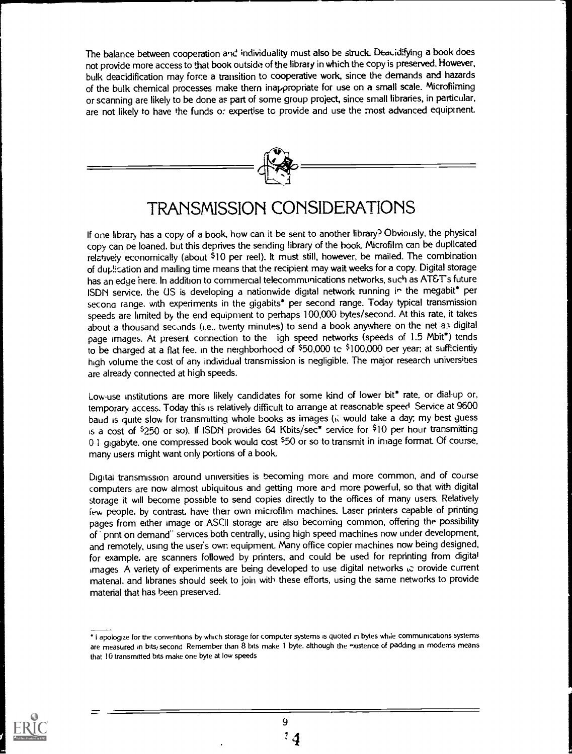The balance between cooperation and individuality must also be struck. Deacidifying a book does not provide more access to that book outside of the library in which the copy is preserved. However, bulk deacidification may force a transition to cooperative work, since the demands and hazards of the bulk chemical processes make them inappropriate for use on a small scale. Microfilming or scanning are likely to be done as part of some group project, since small libraries, in particular, are not likely to have the funds or expertise to provide and use the most advanced equipment.

# TRANSMISSION CONSIDERATIONS

If one library has a copy of a book, how can it be sent to another library? Obviously, the physical copy can be loaned, but this deprives the sending library of the book. Microfilm can be duplicated relatively economically (about $10 per reel). It must still, however, be mailed. The combination of duplication and mailing time means that the recipient may wait weeks for a copy. Digital storage has an edge here. In addition to commercial telecommunications networks, such as AT&T's future ISDN service, the US is developing a nationwide digital network running in the megabit* per second range, with experiments in the gigabits* per second range. Today typical transmission speeds are limited by the end equipment to perhaps 100,000 bytes/second. At this rate, it takes about a thousand seconds (i.e., twenty minutes) to send a book anywhere on the net as digital page images. At present connection to the high speed networks (speeds of 1.5 Mbit*) tends to be charged at a flat fee, in the neighborhood of $50,000 to $100,000 per year; at sufficiently high volume the cost of any individual transmission is negligible. The major research universities are already connected at high speeds.

Low-use institutions are more likely candidates for some kind of lower bit* rate, or dial-up or, temporary access. Today this is relatively difficult to arrange at reasonable speed. Service at 9600 baud is quite slow for transmitting whole books as images (it would take a day; my best guess is a cost of $250 or so). If ISDN provides 64 Kbits/sec* service for $10 per hour transmitting 0.1 gigabyte, one compressed book would cost $50 or so to transmit in image format. Of course, many users might want only portions of a book.

Digital transmission around universities is becoming more and more common, and of course computers are now almost ubiquitous and getting more and more powerful, so that with digital storage it will become possible to send copies directly to the offices of many users. Relatively few people, by contrast, have their own microfilm machines. Laser printers capable of printing pages from either image or ASCII storage are also becoming common, offering the possibility of "print on demand" services both centrally, using high speed machines now under development, and remotely, using the user's own equipment. Many office copier machines now being designed, for example, are scanners followed by printers, and could be used for reprinting from digital images. A variety of experiments are being developed to use digital networks to provide current material, and libraries should seek to join with these efforts, using the same networks to provide material that has been preserved.

---

* I apologize for the conventions by which storage for computer systems is quoted in bytes while communications systems are measured in bits/second. Remember that 8 bits make 1 byte, although the existence of padding in modems means that 10 transmitted bits make one byte at low speeds.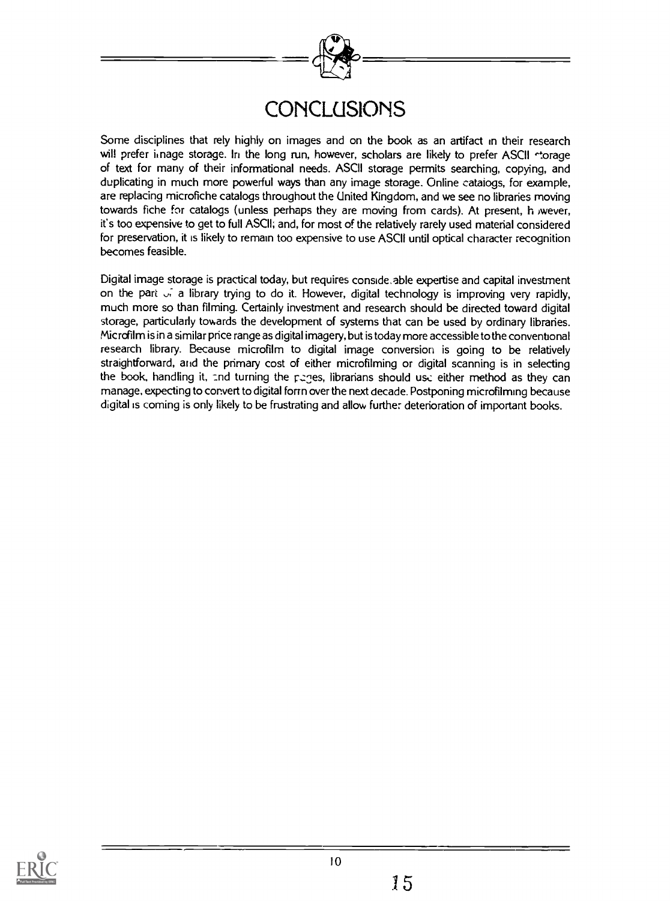# CONCLUSIONS

Some disciplines that rely highly on images and on the book as an artifact in their research will prefer image storage. In the long run, however, scholars are likely to prefer ASCII storage of text for many of their informational needs. ASCII storage permits searching, copying, and duplicating in much more powerful ways than any image storage. Online catalogs, for example, are replacing microfiche catalogs throughout the United Kingdom, and we see no libraries moving towards fiche for catalogs (unless perhaps they are moving from cards). At present, however, it's too expensive to get to full ASCII; and, for most of the relatively rarely used material considered for preservation, it is likely to remain too expensive to use ASCII until optical character recognition becomes feasible.

Digital image storage is practical today, but requires considerable expertise and capital investment on the part of a library trying to do it. However, digital technology is improving very rapidly, much more so than filming. Certainly investment and research should be directed toward digital storage, particularly towards the development of systems that can be used by ordinary libraries. Microfilm is in a similar price range as digital imagery, but is today more accessible to the conventional research library. Because microfilm to digital image conversion is going to be relatively straightforward, and the primary cost of either microfilming or digital scanning is in selecting the book, handling it, and turning the pages, librarians should use either method as they can manage, expecting to convert to digital form over the next decade. Postponing microfilming because digital is coming is only likely to be frustrating and allow further deterioration of important books.